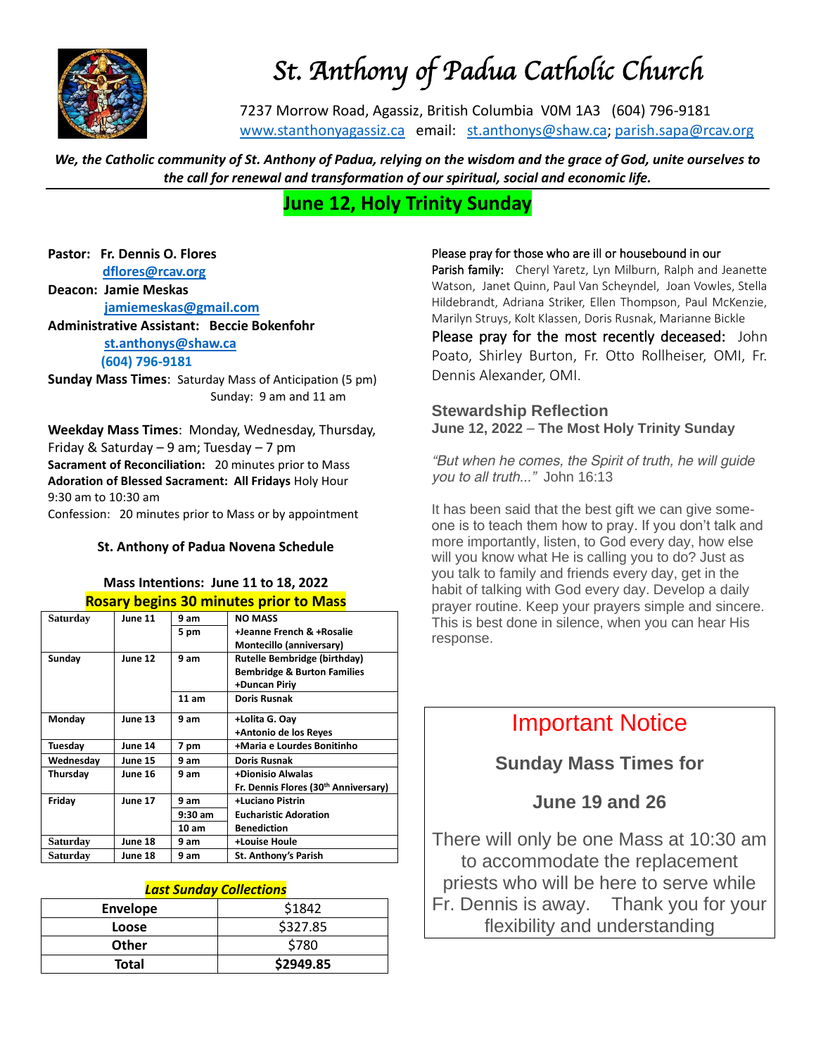# St. Anthony of Padua Catholic Church

7237 Morrow Road, Agassiz, British Columbia V0M 1A3 (604) 796-9181
www.stanthonyagassiz.ca email: st.anthonys@shaw.ca; parish.sapa@rcav.org

***We, the Catholic community of St. Anthony of Padua, relying on the wisdom and the grace of God, unite ourselves to the call for renewal and transformation of our spiritual, social and economic life.***

## June 12, Holy Trinity Sunday

**Pastor: Fr. Dennis O. Flores**
**dflores@rcav.org**
**Deacon: Jamie Meskas**
**jamiemeskas@gmail.com**
**Administrative Assistant: Beccie Bokenfohr**
**st.anthonys@shaw.ca**
**(604) 796-9181**

**Sunday Mass Times**: Saturday Mass of Anticipation (5 pm)
Sunday: 9 am and 11 am

**Weekday Mass Times**: Monday, Wednesday, Thursday, Friday & Saturday – 9 am; Tuesday – 7 pm
**Sacrament of Reconciliation:** 20 minutes prior to Mass
**Adoration of Blessed Sacrament: All Fridays** Holy Hour 9:30 am to 10:30 am
Confession: 20 minutes prior to Mass or by appointment

**St. Anthony of Padua Novena Schedule**

**Mass Intentions: June 11 to 18, 2022**
**Rosary begins 30 minutes prior to Mass**

| | | | |
|---|---|---|---|
| **Saturday** | **June 11** | **9 am** | **NO MASS** |
| | | **5 pm** | **+Jeanne French & +Rosalie Montecillo (anniversary)** |
| **Sunday** | **June 12** | **9 am** | **Rutelle Bembridge (birthday) Bembridge & Burton Families +Duncan Piriy** |
| | | **11 am** | **Doris Rusnak** |
| **Monday** | **June 13** | **9 am** | **+Lolita G. Oay +Antonio de los Reyes** |
| **Tuesday** | **June 14** | **7 pm** | **+Maria e Lourdes Bonitinho** |
| **Wednesday** | **June 15** | **9 am** | **Doris Rusnak** |
| **Thursday** | **June 16** | **9 am** | **+Dionisio Alwalas Fr. Dennis Flores (30th Anniversary)** |
| **Friday** | **June 17** | **9 am** | **+Luciano Pistrin** |
| | | **9:30 am** | **Eucharistic Adoration** |
| | | **10 am** | **Benediction** |
| **Saturday** | **June 18** | **9 am** | **+Louise Houle** |
| **Saturday** | **June 18** | **9 am** | **St. Anthony's Parish** |

***Last Sunday Collections***

| | |
|---|---|
| **Envelope** | $1842 |
| **Loose** | $327.85 |
| **Other** | $780 |
| **Total** | **$2949.85** |

Please pray for those who are ill or housebound in our Parish family: Cheryl Yaretz, Lyn Milburn, Ralph and Jeanette Watson, Janet Quinn, Paul Van Scheyndel, Joan Vowles, Stella Hildebrandt, Adriana Striker, Ellen Thompson, Paul McKenzie, Marilyn Struys, Kolt Klassen, Doris Rusnak, Marianne Bickle

Please pray for the most recently deceased: John Poato, Shirley Burton, Fr. Otto Rollheiser, OMI, Fr. Dennis Alexander, OMI.

### Stewardship Reflection

**June 12, 2022 – The Most Holy Trinity Sunday**

*"But when he comes, the Spirit of truth, he will guide you to all truth..."* John 16:13

It has been said that the best gift we can give someone is to teach them how to pray. If you don't talk and more importantly, listen, to God every day, how else will you know what He is calling you to do? Just as you talk to family and friends every day, get in the habit of talking with God every day. Develop a daily prayer routine. Keep your prayers simple and sincere. This is best done in silence, when you can hear His response.

## Important Notice

**Sunday Mass Times for**

**June 19 and 26**

There will only be one Mass at 10:30 am to accommodate the replacement priests who will be here to serve while Fr. Dennis is away. Thank you for your flexibility and understanding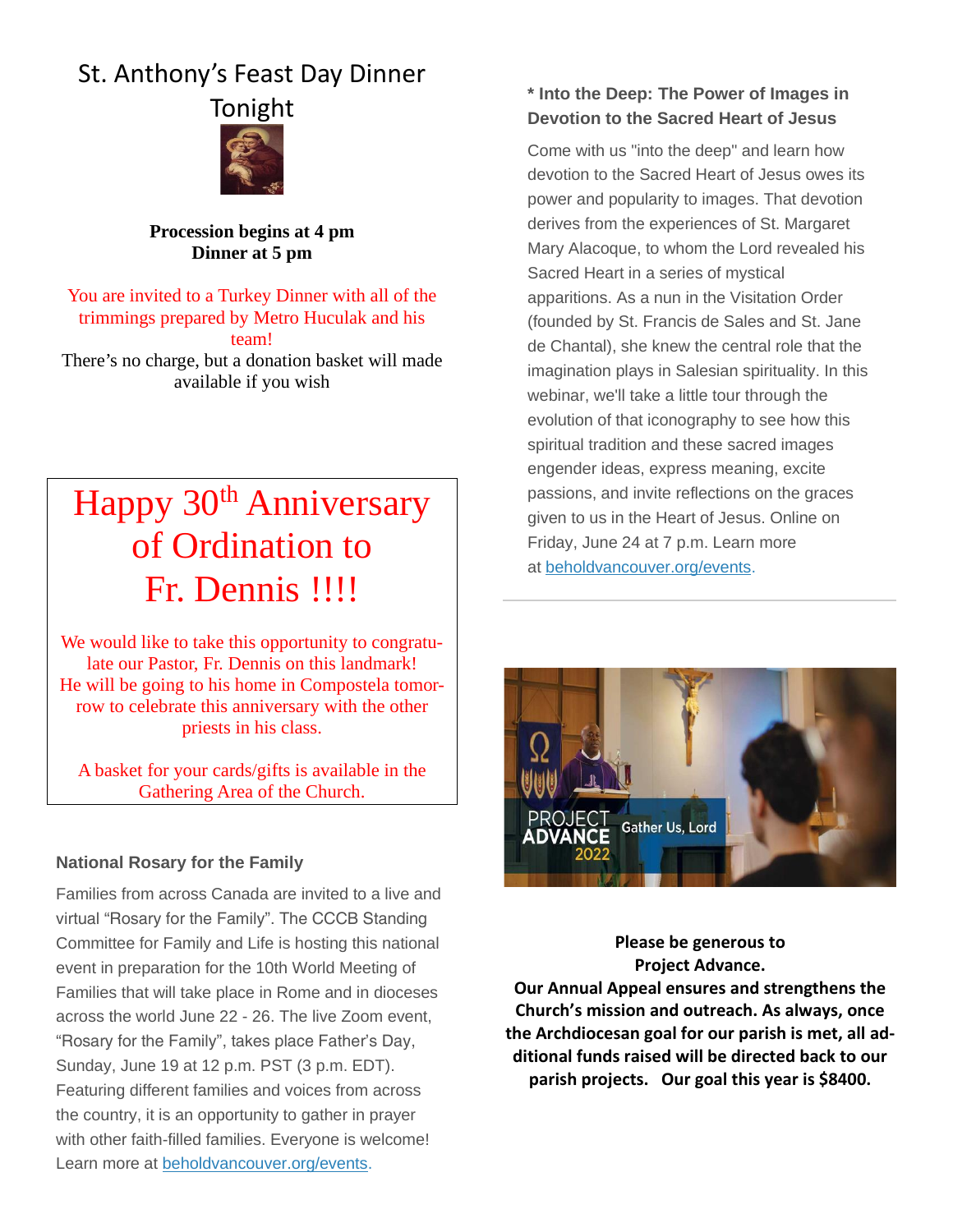## St. Anthony's Feast Day Dinner Tonight

**Procession begins at 4 pm**
**Dinner at 5 pm**

You are invited to a Turkey Dinner with all of the trimmings prepared by Metro Huculak and his team!
There's no charge, but a donation basket will made available if you wish

# Happy 30th Anniversary of Ordination to Fr. Dennis !!!!

We would like to take this opportunity to congratulate our Pastor, Fr. Dennis on this landmark!
He will be going to his home in Compostela tomorrow to celebrate this anniversary with the other priests in his class.

A basket for your cards/gifts is available in the Gathering Area of the Church.

### National Rosary for the Family

Families from across Canada are invited to a live and virtual "Rosary for the Family". The CCCB Standing Committee for Family and Life is hosting this national event in preparation for the 10th World Meeting of Families that will take place in Rome and in dioceses across the world June 22 - 26. The live Zoom event, "Rosary for the Family", takes place Father's Day, Sunday, June 19 at 12 p.m. PST (3 p.m. EDT). Featuring different families and voices from across the country, it is an opportunity to gather in prayer with other faith-filled families. Everyone is welcome! Learn more at beholdvancouver.org/events.

### * Into the Deep: The Power of Images in Devotion to the Sacred Heart of Jesus

Come with us "into the deep" and learn how devotion to the Sacred Heart of Jesus owes its power and popularity to images. That devotion derives from the experiences of St. Margaret Mary Alacoque, to whom the Lord revealed his Sacred Heart in a series of mystical apparitions. As a nun in the Visitation Order (founded by St. Francis de Sales and St. Jane de Chantal), she knew the central role that the imagination plays in Salesian spirituality. In this webinar, we'll take a little tour through the evolution of that iconography to see how this spiritual tradition and these sacred images engender ideas, express meaning, excite passions, and invite reflections on the graces given to us in the Heart of Jesus. Online on Friday, June 24 at 7 p.m. Learn more at beholdvancouver.org/events.

PROJECT ADVANCE 2022 Gather Us, Lord

**Please be generous to Project Advance.**
**Our Annual Appeal ensures and strengthens the Church's mission and outreach. As always, once the Archdiocesan goal for our parish is met, all additional funds raised will be directed back to our parish projects. Our goal this year is $8400.**